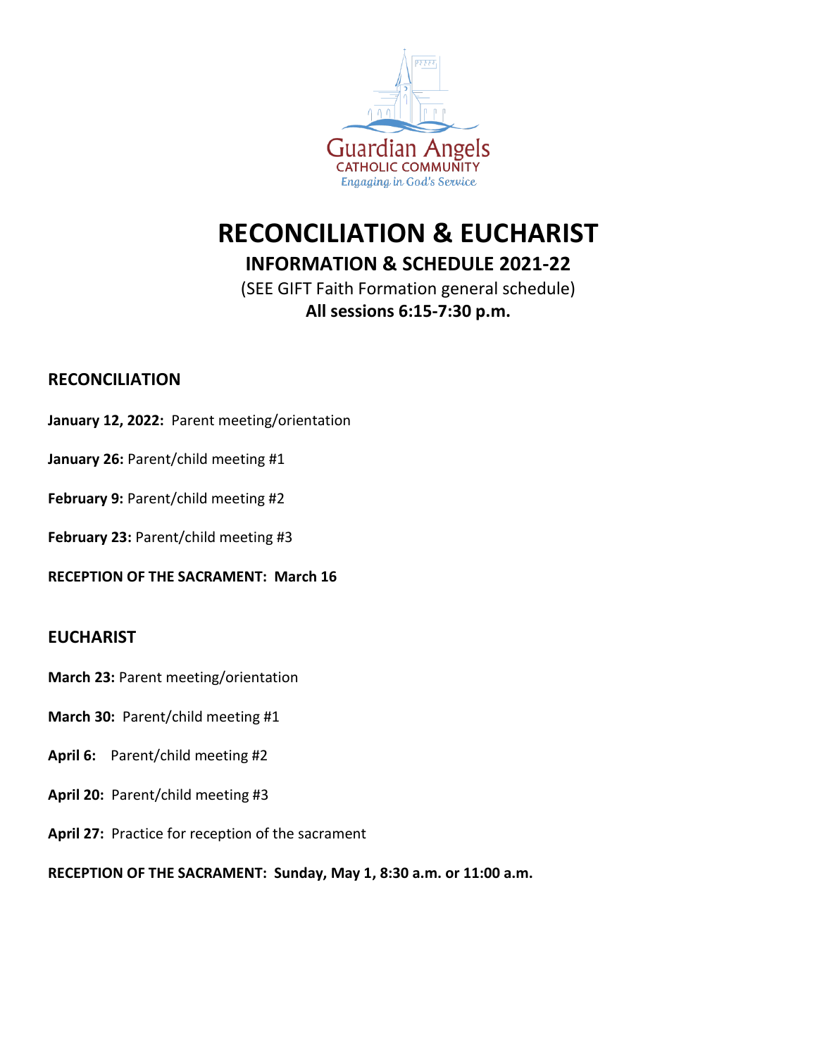Guardian Angels
CATHOLIC COMMUNITY
*Engaging in God's Service*

# RECONCILIATION & EUCHARIST

## INFORMATION & SCHEDULE 2021-22

(SEE GIFT Faith Formation general schedule)

**All sessions 6:15-7:30 p.m.**

### RECONCILIATION

**January 12, 2022:** Parent meeting/orientation

**January 26:** Parent/child meeting #1

**February 9:** Parent/child meeting #2

**February 23:** Parent/child meeting #3

**RECEPTION OF THE SACRAMENT: March 16**

### EUCHARIST

**March 23:** Parent meeting/orientation

**March 30:** Parent/child meeting #1

**April 6:** Parent/child meeting #2

**April 20:** Parent/child meeting #3

**April 27:** Practice for reception of the sacrament

**RECEPTION OF THE SACRAMENT: Sunday, May 1, 8:30 a.m. or 11:00 a.m.**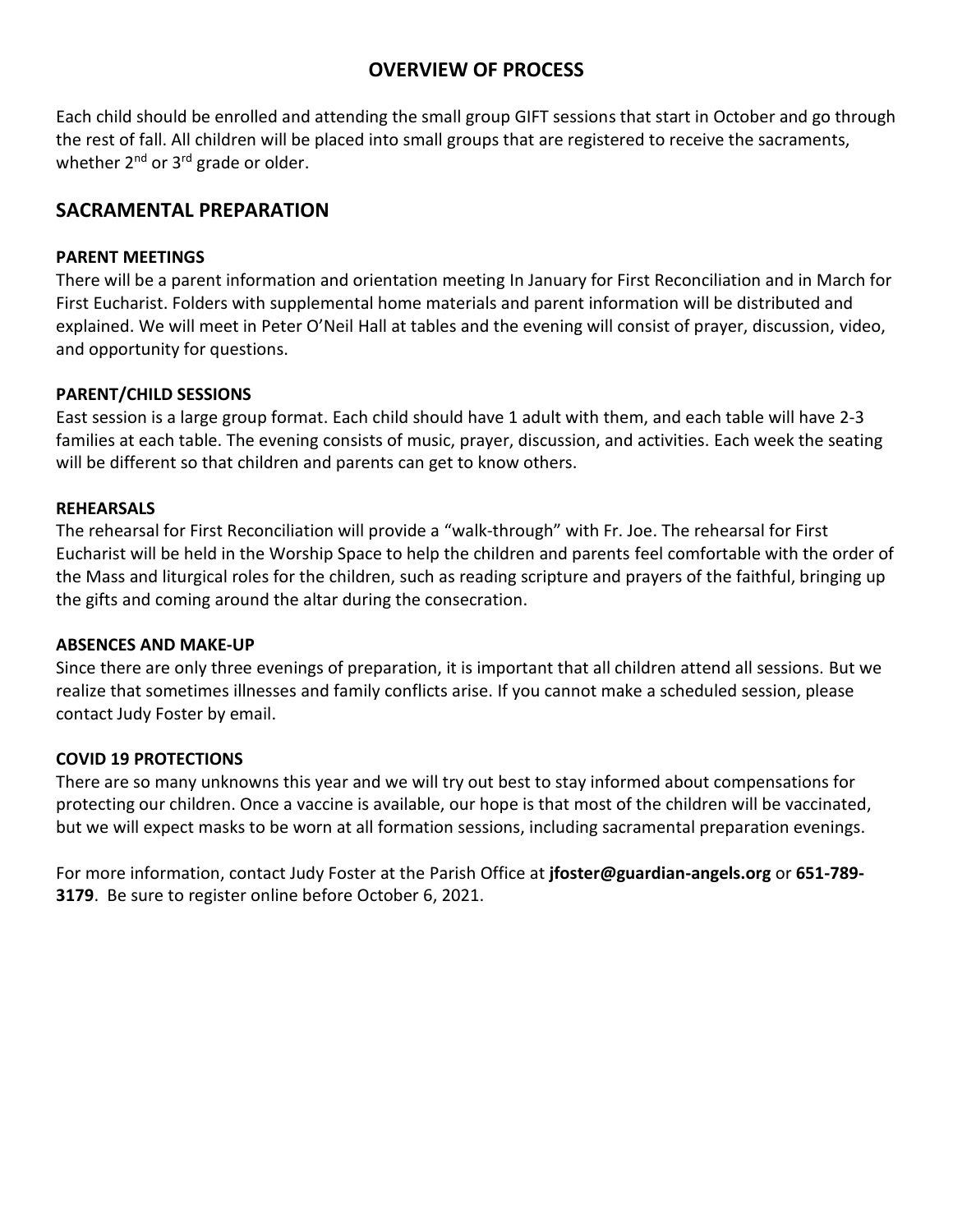# OVERVIEW OF PROCESS

Each child should be enrolled and attending the small group GIFT sessions that start in October and go through the rest of fall. All children will be placed into small groups that are registered to receive the sacraments, whether 2nd or 3rd grade or older.

## SACRAMENTAL PREPARATION

**PARENT MEETINGS**

There will be a parent information and orientation meeting In January for First Reconciliation and in March for First Eucharist. Folders with supplemental home materials and parent information will be distributed and explained. We will meet in Peter O'Neil Hall at tables and the evening will consist of prayer, discussion, video, and opportunity for questions.

**PARENT/CHILD SESSIONS**

East session is a large group format. Each child should have 1 adult with them, and each table will have 2-3 families at each table. The evening consists of music, prayer, discussion, and activities. Each week the seating will be different so that children and parents can get to know others.

**REHEARSALS**

The rehearsal for First Reconciliation will provide a "walk-through" with Fr. Joe. The rehearsal for First Eucharist will be held in the Worship Space to help the children and parents feel comfortable with the order of the Mass and liturgical roles for the children, such as reading scripture and prayers of the faithful, bringing up the gifts and coming around the altar during the consecration.

**ABSENCES AND MAKE-UP**

Since there are only three evenings of preparation, it is important that all children attend all sessions. But we realize that sometimes illnesses and family conflicts arise. If you cannot make a scheduled session, please contact Judy Foster by email.

**COVID 19 PROTECTIONS**

There are so many unknowns this year and we will try out best to stay informed about compensations for protecting our children. Once a vaccine is available, our hope is that most of the children will be vaccinated, but we will expect masks to be worn at all formation sessions, including sacramental preparation evenings.

For more information, contact Judy Foster at the Parish Office at **jfoster@guardian-angels.org** or **651-789-3179**. Be sure to register online before October 6, 2021.